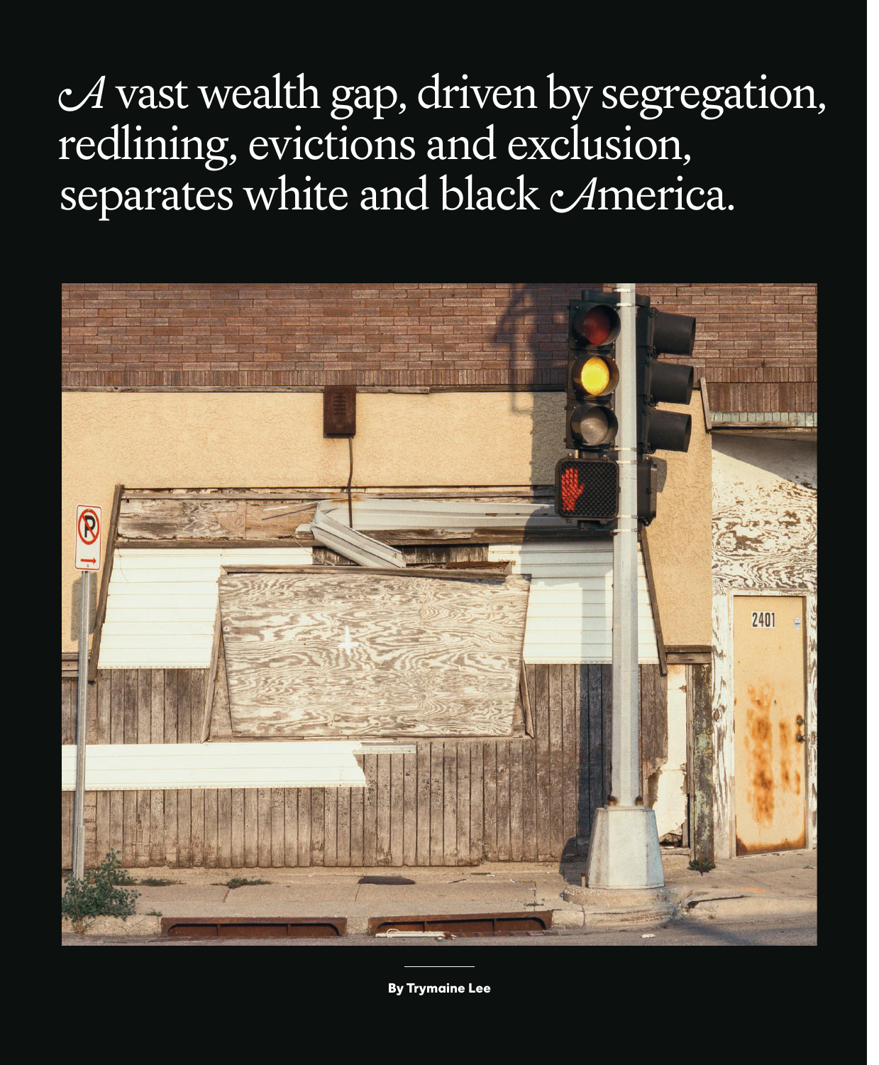# A vast wealth gap, driven by segregation, redlining, evictions and exclusion, separates white and black America.

**By Trymaine Lee**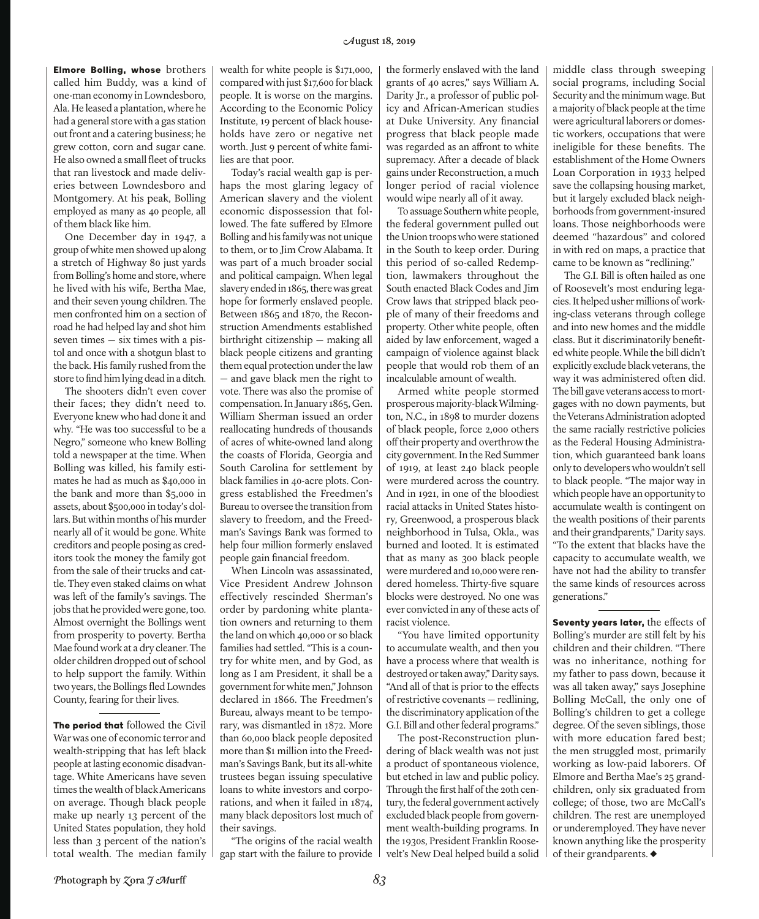**Elmore Bolling, whose** brothers called him Buddy, was a kind of one-man economy in Lowndesboro, Ala. He leased a plantation, where he had a general store with a gas station out front and a catering business; he grew cotton, corn and sugar cane. He also owned a small fleet of trucks that ran livestock and made deliveries between Lowndesboro and Montgomery. At his peak, Bolling employed as many as 40 people, all of them black like him.

One December day in 1947, a group of white men showed up along a stretch of Highway 80 just yards from Bolling's home and store, where he lived with his wife, Bertha Mae, and their seven young children. The men confronted him on a section of road he had helped lay and shot him seven times — six times with a pistol and once with a shotgun blast to the back. His family rushed from the store to find him lying dead in a ditch.

The shooters didn't even cover their faces; they didn't need to. Everyone knew who had done it and why. "He was too successful to be a Negro," someone who knew Bolling told a newspaper at the time. When Bolling was killed, his family estimates he had as much as $40,000 in the bank and more than $5,000 in assets, about $500,000 in today's dollars. But within months of his murder nearly all of it would be gone. White creditors and people posing as creditors took the money the family got from the sale of their trucks and cattle. They even staked claims on what was left of the family's savings. The jobs that he provided were gone, too. Almost overnight the Bollings went from prosperity to poverty. Bertha Mae found work at a dry cleaner. The older children dropped out of school to help support the family. Within two years, the Bollings fled Lowndes County, fearing for their lives.

---

**The period that** followed the Civil War was one of economic terror and wealth-stripping that has left black people at lasting economic disadvantage. White Americans have seven times the wealth of black Americans on average. Though black people make up nearly 13 percent of the United States population, they hold less than 3 percent of the nation's total wealth. The median family wealth for white people is $171,000, compared with just $17,600 for black people. It is worse on the margins. According to the Economic Policy Institute, 19 percent of black households have zero or negative net worth. Just 9 percent of white families are that poor.

Today's racial wealth gap is perhaps the most glaring legacy of American slavery and the violent economic dispossession that followed. The fate suffered by Elmore Bolling and his family was not unique to them, or to Jim Crow Alabama. It was part of a much broader social and political campaign. When legal slavery ended in 1865, there was great hope for formerly enslaved people. Between 1865 and 1870, the Reconstruction Amendments established birthright citizenship — making all black people citizens and granting them equal protection under the law — and gave black men the right to vote. There was also the promise of compensation. In January 1865, Gen. William Sherman issued an order reallocating hundreds of thousands of acres of white-owned land along the coasts of Florida, Georgia and South Carolina for settlement by black families in 40-acre plots. Congress established the Freedmen's Bureau to oversee the transition from slavery to freedom, and the Freedman's Savings Bank was formed to help four million formerly enslaved people gain financial freedom.

When Lincoln was assassinated, Vice President Andrew Johnson effectively rescinded Sherman's order by pardoning white plantation owners and returning to them the land on which 40,000 or so black families had settled. "This is a country for white men, and by God, as long as I am President, it shall be a government for white men," Johnson declared in 1866. The Freedmen's Bureau, always meant to be temporary, was dismantled in 1872. More than 60,000 black people deposited more than $1 million into the Freedman's Savings Bank, but its all-white trustees began issuing speculative loans to white investors and corporations, and when it failed in 1874, many black depositors lost much of their savings.

"The origins of the racial wealth gap start with the failure to provide the formerly enslaved with the land grants of 40 acres," says William A. Darity Jr., a professor of public policy and African-American studies at Duke University. Any financial progress that black people made was regarded as an affront to white supremacy. After a decade of black gains under Reconstruction, a much longer period of racial violence would wipe nearly all of it away.

To assuage Southern white people, the federal government pulled out the Union troops who were stationed in the South to keep order. During this period of so-called Redemption, lawmakers throughout the South enacted Black Codes and Jim Crow laws that stripped black people of many of their freedoms and property. Other white people, often aided by law enforcement, waged a campaign of violence against black people that would rob them of an incalculable amount of wealth.

Armed white people stormed prosperous majority-black Wilmington, N.C., in 1898 to murder dozens of black people, force 2,000 others off their property and overthrow the city government. In the Red Summer of 1919, at least 240 black people were murdered across the country. And in 1921, in one of the bloodiest racial attacks in United States history, Greenwood, a prosperous black neighborhood in Tulsa, Okla., was burned and looted. It is estimated that as many as 300 black people were murdered and 10,000 were rendered homeless. Thirty-five square blocks were destroyed. No one was ever convicted in any of these acts of racist violence.

"You have limited opportunity to accumulate wealth, and then you have a process where that wealth is destroyed or taken away," Darity says. "And all of that is prior to the effects of restrictive covenants — redlining, the discriminatory application of the G.I. Bill and other federal programs."

The post-Reconstruction plundering of black wealth was not just a product of spontaneous violence, but etched in law and public policy. Through the first half of the 20th century, the federal government actively excluded black people from government wealth-building programs. In the 1930s, President Franklin Roosevelt's New Deal helped build a solid middle class through sweeping social programs, including Social Security and the minimum wage. But a majority of black people at the time were agricultural laborers or domestic workers, occupations that were ineligible for these benefits. The establishment of the Home Owners Loan Corporation in 1933 helped save the collapsing housing market, but it largely excluded black neighborhoods from government-insured loans. Those neighborhoods were deemed "hazardous" and colored in with red on maps, a practice that came to be known as "redlining."

The G.I. Bill is often hailed as one of Roosevelt's most enduring legacies. It helped usher millions of working-class veterans through college and into new homes and the middle class. But it discriminatorily benefited white people. While the bill didn't explicitly exclude black veterans, the way it was administered often did. The bill gave veterans access to mortgages with no down payments, but the Veterans Administration adopted the same racially restrictive policies as the Federal Housing Administration, which guaranteed bank loans only to developers who wouldn't sell to black people. "The major way in which people have an opportunity to accumulate wealth is contingent on the wealth positions of their parents and their grandparents," Darity says. "To the extent that blacks have the capacity to accumulate wealth, we have not had the ability to transfer the same kinds of resources across generations."

---

**Seventy years later,** the effects of Bolling's murder are still felt by his children and their children. "There was no inheritance, nothing for my father to pass down, because it was all taken away," says Josephine Bolling McCall, the only one of Bolling's children to get a college degree. Of the seven siblings, those with more education fared best; the men struggled most, primarily working as low-paid laborers. Of Elmore and Bertha Mae's 25 grandchildren, only six graduated from college; of those, two are McCall's children. The rest are unemployed or underemployed. They have never known anything like the prosperity of their grandparents. ◆

*Photograph by Zora J Murff*